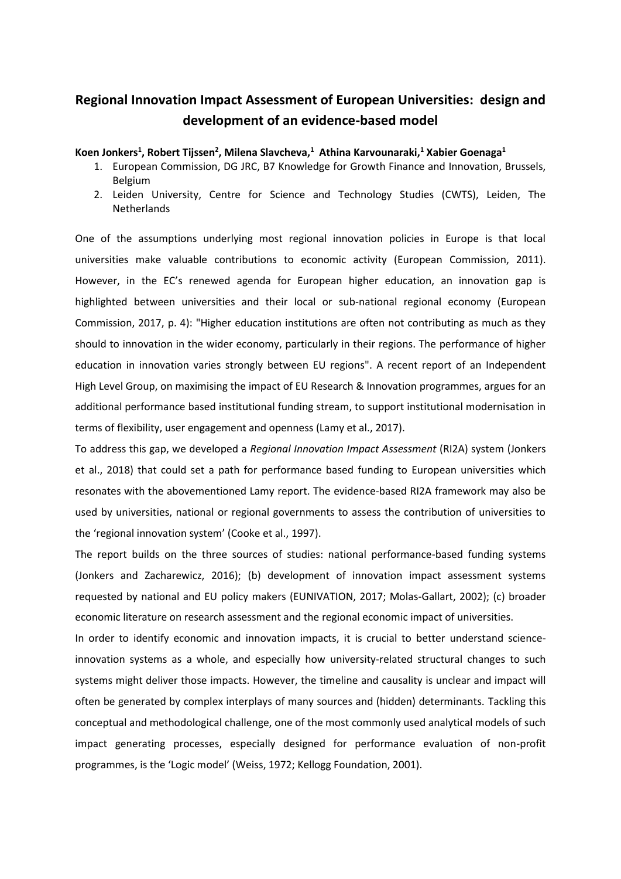# Regional Innovation Impact Assessment of European Universities: design and development of an evidence-based model

**Koen Jonkers[1], Robert Tijssen[2], Milena Slavcheva,[1] Athina Karvounaraki,[1] Xabier Goenaga[1]**

1. European Commission, DG JRC, B7 Knowledge for Growth Finance and Innovation, Brussels, Belgium
2. Leiden University, Centre for Science and Technology Studies (CWTS), Leiden, The Netherlands

One of the assumptions underlying most regional innovation policies in Europe is that local universities make valuable contributions to economic activity (European Commission, 2011). However, in the EC's renewed agenda for European higher education, an innovation gap is highlighted between universities and their local or sub-national regional economy (European Commission, 2017, p. 4): "Higher education institutions are often not contributing as much as they should to innovation in the wider economy, particularly in their regions. The performance of higher education in innovation varies strongly between EU regions". A recent report of an Independent High Level Group, on maximising the impact of EU Research & Innovation programmes, argues for an additional performance based institutional funding stream, to support institutional modernisation in terms of flexibility, user engagement and openness (Lamy et al., 2017).

To address this gap, we developed a *Regional Innovation Impact Assessment* (RI2A) system (Jonkers et al., 2018) that could set a path for performance based funding to European universities which resonates with the abovementioned Lamy report. The evidence-based RI2A framework may also be used by universities, national or regional governments to assess the contribution of universities to the 'regional innovation system' (Cooke et al., 1997).

The report builds on the three sources of studies: national performance-based funding systems (Jonkers and Zacharewicz, 2016); (b) development of innovation impact assessment systems requested by national and EU policy makers (EUNIVATION, 2017; Molas-Gallart, 2002); (c) broader economic literature on research assessment and the regional economic impact of universities.

In order to identify economic and innovation impacts, it is crucial to better understand science-innovation systems as a whole, and especially how university-related structural changes to such systems might deliver those impacts. However, the timeline and causality is unclear and impact will often be generated by complex interplays of many sources and (hidden) determinants. Tackling this conceptual and methodological challenge, one of the most commonly used analytical models of such impact generating processes, especially designed for performance evaluation of non-profit programmes, is the 'Logic model' (Weiss, 1972; Kellogg Foundation, 2001).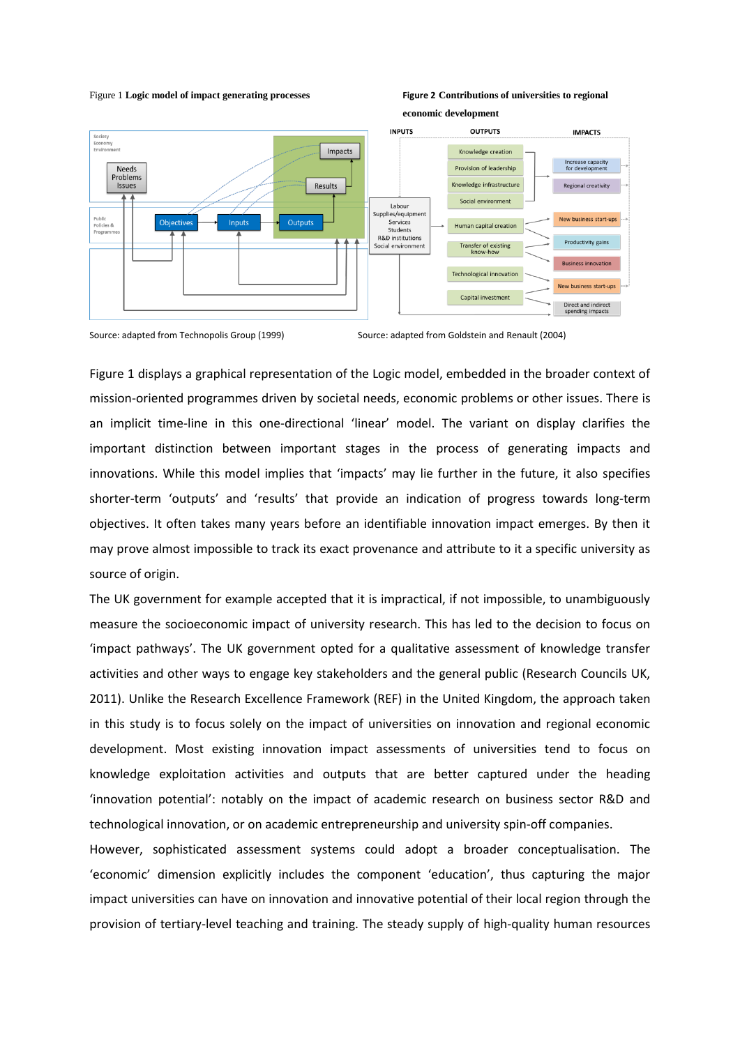Figure 1 **Logic model of impact generating processes**

**Figure 2 Contributions of universities to regional economic development**

Source: adapted from Technopolis Group (1999)

Source: adapted from Goldstein and Renault (2004)

Figure 1 displays a graphical representation of the Logic model, embedded in the broader context of mission-oriented programmes driven by societal needs, economic problems or other issues. There is an implicit time-line in this one-directional 'linear' model. The variant on display clarifies the important distinction between important stages in the process of generating impacts and innovations. While this model implies that 'impacts' may lie further in the future, it also specifies shorter-term 'outputs' and 'results' that provide an indication of progress towards long-term objectives. It often takes many years before an identifiable innovation impact emerges. By then it may prove almost impossible to track its exact provenance and attribute to it a specific university as source of origin.

The UK government for example accepted that it is impractical, if not impossible, to unambiguously measure the socioeconomic impact of university research. This has led to the decision to focus on 'impact pathways'. The UK government opted for a qualitative assessment of knowledge transfer activities and other ways to engage key stakeholders and the general public (Research Councils UK, 2011). Unlike the Research Excellence Framework (REF) in the United Kingdom, the approach taken in this study is to focus solely on the impact of universities on innovation and regional economic development. Most existing innovation impact assessments of universities tend to focus on knowledge exploitation activities and outputs that are better captured under the heading 'innovation potential': notably on the impact of academic research on business sector R&D and technological innovation, or on academic entrepreneurship and university spin-off companies.

However, sophisticated assessment systems could adopt a broader conceptualisation. The 'economic' dimension explicitly includes the component 'education', thus capturing the major impact universities can have on innovation and innovative potential of their local region through the provision of tertiary-level teaching and training. The steady supply of high-quality human resources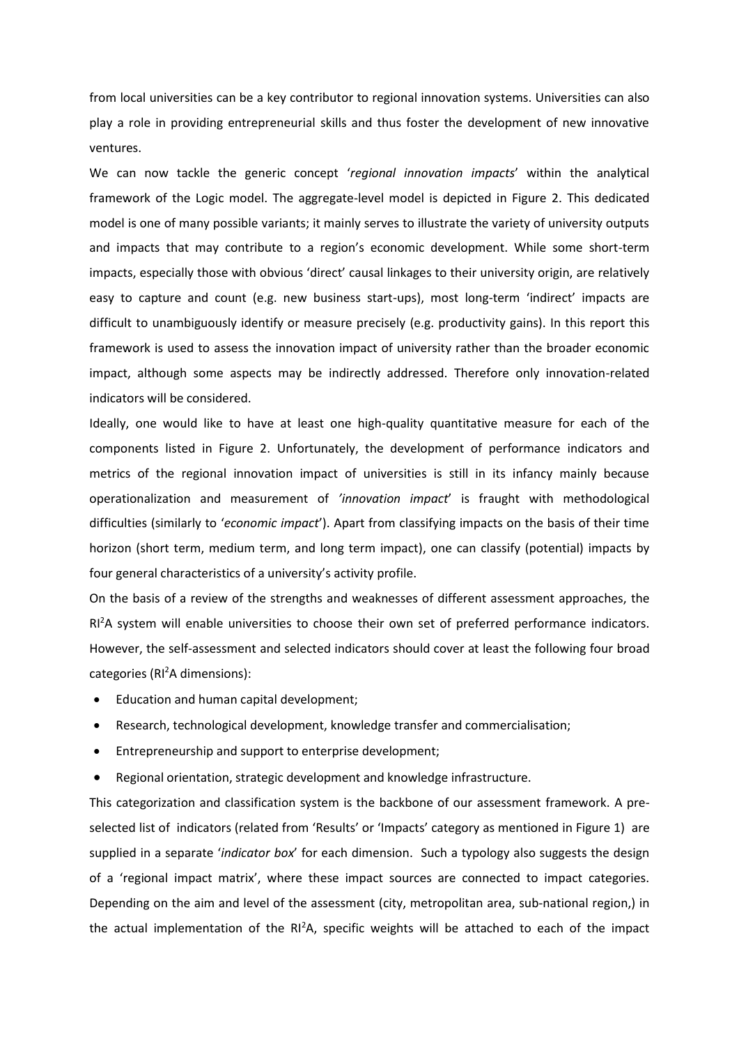from local universities can be a key contributor to regional innovation systems. Universities can also play a role in providing entrepreneurial skills and thus foster the development of new innovative ventures.

We can now tackle the generic concept '*regional innovation impacts*' within the analytical framework of the Logic model. The aggregate-level model is depicted in Figure 2. This dedicated model is one of many possible variants; it mainly serves to illustrate the variety of university outputs and impacts that may contribute to a region's economic development. While some short-term impacts, especially those with obvious 'direct' causal linkages to their university origin, are relatively easy to capture and count (e.g. new business start-ups), most long-term 'indirect' impacts are difficult to unambiguously identify or measure precisely (e.g. productivity gains). In this report this framework is used to assess the innovation impact of university rather than the broader economic impact, although some aspects may be indirectly addressed. Therefore only innovation-related indicators will be considered.

Ideally, one would like to have at least one high-quality quantitative measure for each of the components listed in Figure 2. Unfortunately, the development of performance indicators and metrics of the regional innovation impact of universities is still in its infancy mainly because operationalization and measurement of *'innovation impact*' is fraught with methodological difficulties (similarly to '*economic impact*'). Apart from classifying impacts on the basis of their time horizon (short term, medium term, and long term impact), one can classify (potential) impacts by four general characteristics of a university's activity profile.

On the basis of a review of the strengths and weaknesses of different assessment approaches, the $RI^2A$ system will enable universities to choose their own set of preferred performance indicators. However, the self-assessment and selected indicators should cover at least the following four broad categories ($RI^2A$ dimensions):

- Education and human capital development;
- Research, technological development, knowledge transfer and commercialisation;
- Entrepreneurship and support to enterprise development;
- Regional orientation, strategic development and knowledge infrastructure.

This categorization and classification system is the backbone of our assessment framework. A pre-selected list of indicators (related from 'Results' or 'Impacts' category as mentioned in Figure 1) are supplied in a separate '*indicator box*' for each dimension. Such a typology also suggests the design of a 'regional impact matrix', where these impact sources are connected to impact categories. Depending on the aim and level of the assessment (city, metropolitan area, sub-national region,) in the actual implementation of the $RI^2A$, specific weights will be attached to each of the impact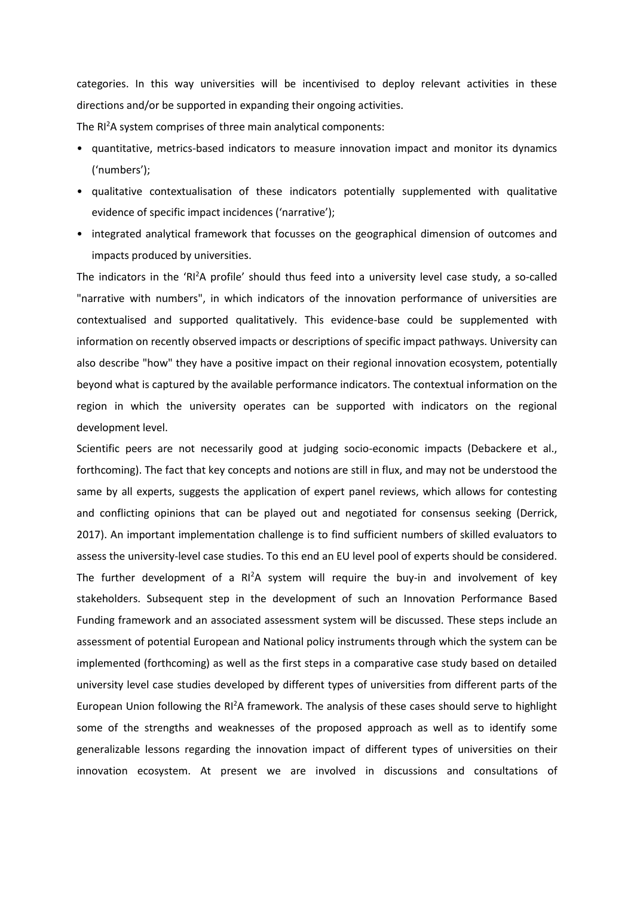categories. In this way universities will be incentivised to deploy relevant activities in these directions and/or be supported in expanding their ongoing activities.

The RI$^2$A system comprises of three main analytical components:

- quantitative, metrics-based indicators to measure innovation impact and monitor its dynamics ('numbers');
- qualitative contextualisation of these indicators potentially supplemented with qualitative evidence of specific impact incidences ('narrative');
- integrated analytical framework that focusses on the geographical dimension of outcomes and impacts produced by universities.

The indicators in the 'RI$^2$A profile' should thus feed into a university level case study, a so-called "narrative with numbers", in which indicators of the innovation performance of universities are contextualised and supported qualitatively. This evidence-base could be supplemented with information on recently observed impacts or descriptions of specific impact pathways. University can also describe "how" they have a positive impact on their regional innovation ecosystem, potentially beyond what is captured by the available performance indicators. The contextual information on the region in which the university operates can be supported with indicators on the regional development level.

Scientific peers are not necessarily good at judging socio-economic impacts (Debackere et al., forthcoming). The fact that key concepts and notions are still in flux, and may not be understood the same by all experts, suggests the application of expert panel reviews, which allows for contesting and conflicting opinions that can be played out and negotiated for consensus seeking (Derrick, 2017). An important implementation challenge is to find sufficient numbers of skilled evaluators to assess the university-level case studies. To this end an EU level pool of experts should be considered.

The further development of a RI$^2$A system will require the buy-in and involvement of key stakeholders. Subsequent step in the development of such an Innovation Performance Based Funding framework and an associated assessment system will be discussed. These steps include an assessment of potential European and National policy instruments through which the system can be implemented (forthcoming) as well as the first steps in a comparative case study based on detailed university level case studies developed by different types of universities from different parts of the European Union following the RI$^2$A framework. The analysis of these cases should serve to highlight some of the strengths and weaknesses of the proposed approach as well as to identify some generalizable lessons regarding the innovation impact of different types of universities on their innovation ecosystem. At present we are involved in discussions and consultations of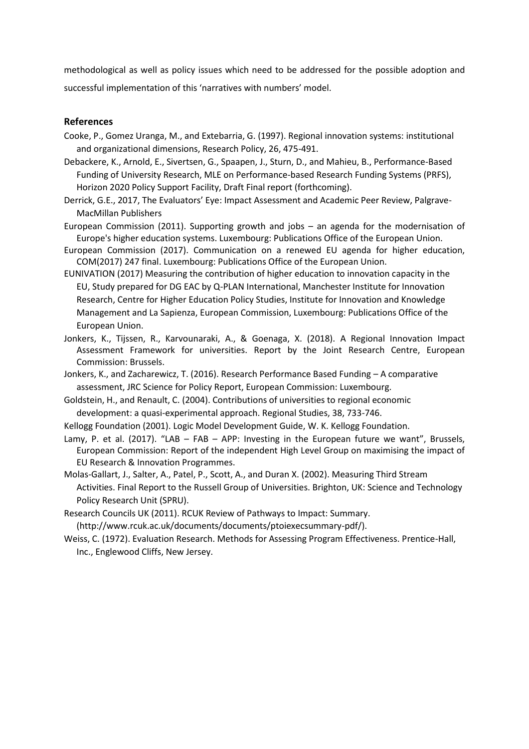methodological as well as policy issues which need to be addressed for the possible adoption and successful implementation of this 'narratives with numbers' model.

## References

Cooke, P., Gomez Uranga, M., and Extebarria, G. (1997). Regional innovation systems: institutional and organizational dimensions, Research Policy, 26, 475-491.

Debackere, K., Arnold, E., Sivertsen, G., Spaapen, J., Sturn, D., and Mahieu, B., Performance-Based Funding of University Research, MLE on Performance-based Research Funding Systems (PRFS), Horizon 2020 Policy Support Facility, Draft Final report (forthcoming).

Derrick, G.E., 2017, The Evaluators' Eye: Impact Assessment and Academic Peer Review, Palgrave-MacMillan Publishers

European Commission (2011). Supporting growth and jobs – an agenda for the modernisation of Europe's higher education systems. Luxembourg: Publications Office of the European Union.

European Commission (2017). Communication on a renewed EU agenda for higher education, COM(2017) 247 final. Luxembourg: Publications Office of the European Union.

EUNIVATION (2017) Measuring the contribution of higher education to innovation capacity in the EU, Study prepared for DG EAC by Q-PLAN International, Manchester Institute for Innovation Research, Centre for Higher Education Policy Studies, Institute for Innovation and Knowledge Management and La Sapienza, European Commission, Luxembourg: Publications Office of the European Union.

Jonkers, K., Tijssen, R., Karvounaraki, A., & Goenaga, X. (2018). A Regional Innovation Impact Assessment Framework for universities. Report by the Joint Research Centre, European Commission: Brussels.

Jonkers, K., and Zacharewicz, T. (2016). Research Performance Based Funding – A comparative assessment, JRC Science for Policy Report, European Commission: Luxembourg.

Goldstein, H., and Renault, C. (2004). Contributions of universities to regional economic development: a quasi-experimental approach. Regional Studies, 38, 733-746.

Kellogg Foundation (2001). Logic Model Development Guide, W. K. Kellogg Foundation.

Lamy, P. et al. (2017). "LAB – FAB – APP: Investing in the European future we want", Brussels, European Commission: Report of the independent High Level Group on maximising the impact of EU Research & Innovation Programmes.

Molas-Gallart, J., Salter, A., Patel, P., Scott, A., and Duran X. (2002). Measuring Third Stream Activities. Final Report to the Russell Group of Universities. Brighton, UK: Science and Technology Policy Research Unit (SPRU).

Research Councils UK (2011). RCUK Review of Pathways to Impact: Summary. (http://www.rcuk.ac.uk/documents/documents/ptoiexecsummary-pdf/).

Weiss, C. (1972). Evaluation Research. Methods for Assessing Program Effectiveness. Prentice-Hall, Inc., Englewood Cliffs, New Jersey.